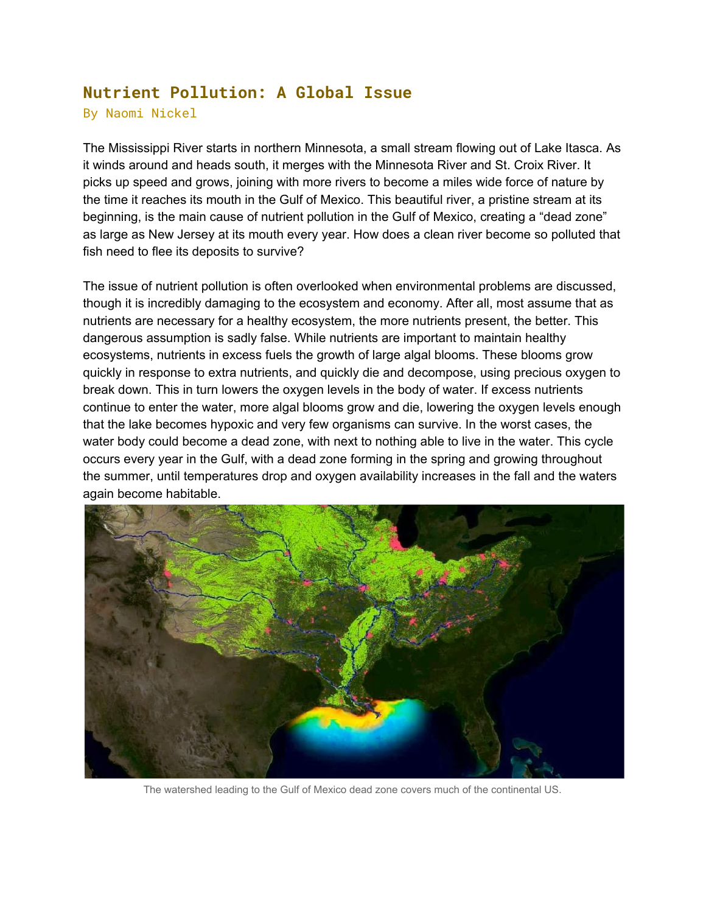# Nutrient Pollution: A Global Issue

By Naomi Nickel

The Mississippi River starts in northern Minnesota, a small stream flowing out of Lake Itasca. As it winds around and heads south, it merges with the Minnesota River and St. Croix River. It picks up speed and grows, joining with more rivers to become a miles wide force of nature by the time it reaches its mouth in the Gulf of Mexico. This beautiful river, a pristine stream at its beginning, is the main cause of nutrient pollution in the Gulf of Mexico, creating a "dead zone" as large as New Jersey at its mouth every year. How does a clean river become so polluted that fish need to flee its deposits to survive?

The issue of nutrient pollution is often overlooked when environmental problems are discussed, though it is incredibly damaging to the ecosystem and economy. After all, most assume that as nutrients are necessary for a healthy ecosystem, the more nutrients present, the better. This dangerous assumption is sadly false. While nutrients are important to maintain healthy ecosystems, nutrients in excess fuels the growth of large algal blooms. These blooms grow quickly in response to extra nutrients, and quickly die and decompose, using precious oxygen to break down. This in turn lowers the oxygen levels in the body of water. If excess nutrients continue to enter the water, more algal blooms grow and die, lowering the oxygen levels enough that the lake becomes hypoxic and very few organisms can survive. In the worst cases, the water body could become a dead zone, with next to nothing able to live in the water. This cycle occurs every year in the Gulf, with a dead zone forming in the spring and growing throughout the summer, until temperatures drop and oxygen availability increases in the fall and the waters again become habitable.

The watershed leading to the Gulf of Mexico dead zone covers much of the continental US.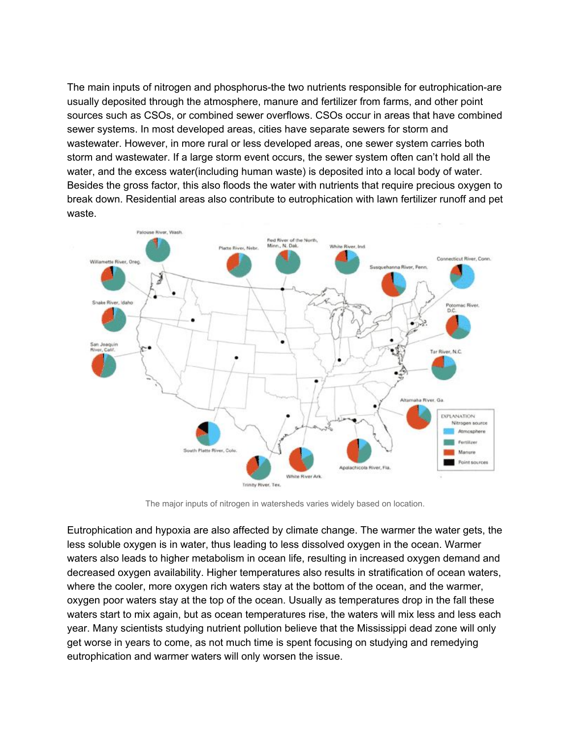The main inputs of nitrogen and phosphorus-the two nutrients responsible for eutrophication-are usually deposited through the atmosphere, manure and fertilizer from farms, and other point sources such as CSOs, or combined sewer overflows. CSOs occur in areas that have combined sewer systems. In most developed areas, cities have separate sewers for storm and wastewater. However, in more rural or less developed areas, one sewer system carries both storm and wastewater. If a large storm event occurs, the sewer system often can't hold all the water, and the excess water(including human waste) is deposited into a local body of water. Besides the gross factor, this also floods the water with nutrients that require precious oxygen to break down. Residential areas also contribute to eutrophication with lawn fertilizer runoff and pet waste.

The major inputs of nitrogen in watersheds varies widely based on location.

Eutrophication and hypoxia are also affected by climate change. The warmer the water gets, the less soluble oxygen is in water, thus leading to less dissolved oxygen in the ocean. Warmer waters also leads to higher metabolism in ocean life, resulting in increased oxygen demand and decreased oxygen availability. Higher temperatures also results in stratification of ocean waters, where the cooler, more oxygen rich waters stay at the bottom of the ocean, and the warmer, oxygen poor waters stay at the top of the ocean. Usually as temperatures drop in the fall these waters start to mix again, but as ocean temperatures rise, the waters will mix less and less each year. Many scientists studying nutrient pollution believe that the Mississippi dead zone will only get worse in years to come, as not much time is spent focusing on studying and remedying eutrophication and warmer waters will only worsen the issue.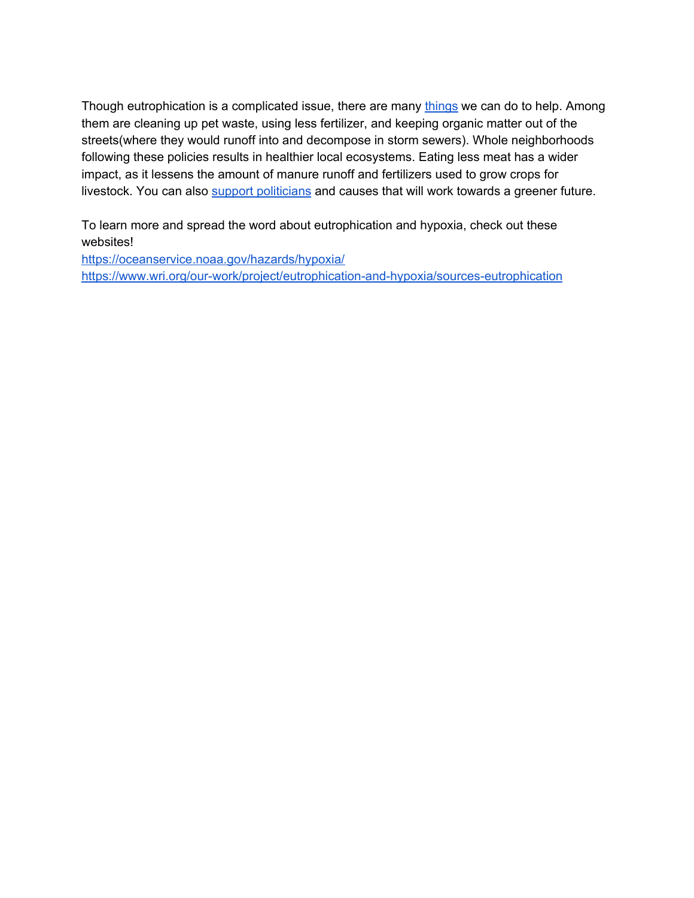Though eutrophication is a complicated issue, there are many [things]() we can do to help. Among them are cleaning up pet waste, using less fertilizer, and keeping organic matter out of the streets(where they would runoff into and decompose in storm sewers). Whole neighborhoods following these policies results in healthier local ecosystems. Eating less meat has a wider impact, as it lessens the amount of manure runoff and fertilizers used to grow crops for livestock. You can also [support politicians]() and causes that will work towards a greener future.

To learn more and spread the word about eutrophication and hypoxia, check out these websites!

https://oceanservice.noaa.gov/hazards/hypoxia/

https://www.wri.org/our-work/project/eutrophication-and-hypoxia/sources-eutrophication